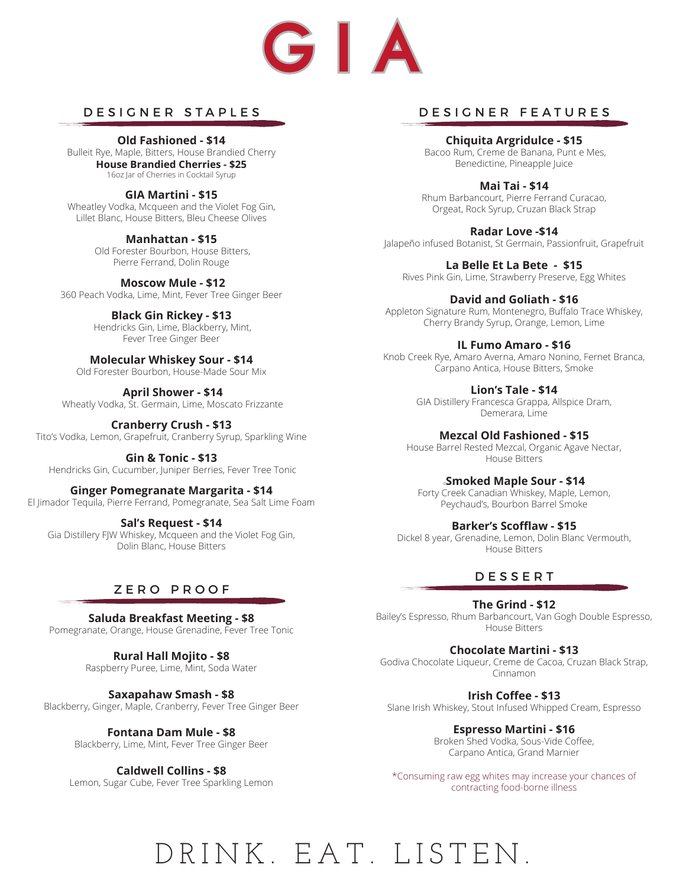# GIA

## DESIGNER STAPLES

**Old Fashioned - $14**
Bulleit Rye, Maple, Bitters, House Brandied Cherry
**House Brandied Cherries - $25**
16oz Jar of Cherries in Cocktail Syrup

**GIA Martini - $15**
Wheatley Vodka, Mcqueen and the Violet Fog Gin, Lillet Blanc, House Bitters, Bleu Cheese Olives

**Manhattan - $15**
Old Forester Bourbon, House Bitters, Pierre Ferrand, Dolin Rouge

**Moscow Mule - $12**
360 Peach Vodka, Lime, Mint, Fever Tree Ginger Beer

**Black Gin Rickey - $13**
Hendricks Gin, Lime, Blackberry, Mint, Fever Tree Ginger Beer

**Molecular Whiskey Sour - $14**
Old Forester Bourbon, House-Made Sour Mix

**April Shower - $14**
Wheatly Vodka, St. Germain, Lime, Moscato Frizzante

**Cranberry Crush - $13**
Tito's Vodka, Lemon, Grapefruit, Cranberry Syrup, Sparkling Wine

**Gin & Tonic - $13**
Hendricks Gin, Cucumber, Juniper Berries, Fever Tree Tonic

**Ginger Pomegranate Margarita - $14**
El Jimador Tequila, Pierre Ferrand, Pomegranate, Sea Salt Lime Foam

**Sal's Request - $14**
Gia Distillery FJW Whiskey, Mcqueen and the Violet Fog Gin, Dolin Blanc, House Bitters

## ZERO PROOF

**Saluda Breakfast Meeting - $8**
Pomegranate, Orange, House Grenadine, Fever Tree Tonic

**Rural Hall Mojito - $8**
Raspberry Puree, Lime, Mint, Soda Water

**Saxapahaw Smash - $8**
Blackberry, Ginger, Maple, Cranberry, Fever Tree Ginger Beer

**Fontana Dam Mule - $8**
Blackberry, Lime, Mint, Fever Tree Ginger Beer

**Caldwell Collins - $8**
Lemon, Sugar Cube, Fever Tree Sparkling Lemon

## DESIGNER FEATURES

**Chiquita Argridulce - $15**
Bacoo Rum, Creme de Banana, Punt e Mes, Benedictine, Pineapple Juice

**Mai Tai - $14**
Rhum Barbancourt, Pierre Ferrand Curacao, Orgeat, Rock Syrup, Cruzan Black Strap

**Radar Love -$14**
Jalapeño infused Botanist, St Germain, Passionfruit, Grapefruit

**La Belle Et La Bete - $15**
Rives Pink Gin, Lime, Strawberry Preserve, Egg Whites

**David and Goliath - $16**
Appleton Signature Rum, Montenegro, Buffalo Trace Whiskey, Cherry Brandy Syrup, Orange, Lemon, Lime

**IL Fumo Amaro - $16**
Knob Creek Rye, Amaro Averna, Amaro Nonino, Fernet Branca, Carpano Antica, House Bitters, Smoke

**Lion's Tale - $14**
GIA Distillery Francesca Grappa, Allspice Dram, Demerara, Lime

**Mezcal Old Fashioned - $15**
House Barrel Rested Mezcal, Organic Agave Nectar, House Bitters

**Smoked Maple Sour - $14**
Forty Creek Canadian Whiskey, Maple, Lemon, Peychaud's, Bourbon Barrel Smoke

**Barker's Scofflaw - $15**
Dickel 8 year, Grenadine, Lemon, Dolin Blanc Vermouth, House Bitters

## DESSERT

**The Grind - $12**
Bailey's Espresso, Rhum Barbancourt, Van Gogh Double Espresso, House Bitters

**Chocolate Martini - $13**
Godiva Chocolate Liqueur, Creme de Cacoa, Cruzan Black Strap, Cinnamon

**Irish Coffee - $13**
Slane Irish Whiskey, Stout Infused Whipped Cream, Espresso

**Espresso Martini - $16**
Broken Shed Vodka, Sous-Vide Coffee, Carpano Antica, Grand Marnier

*Consuming raw egg whites may increase your chances of contracting food-borne illness

DRINK. EAT. LISTEN.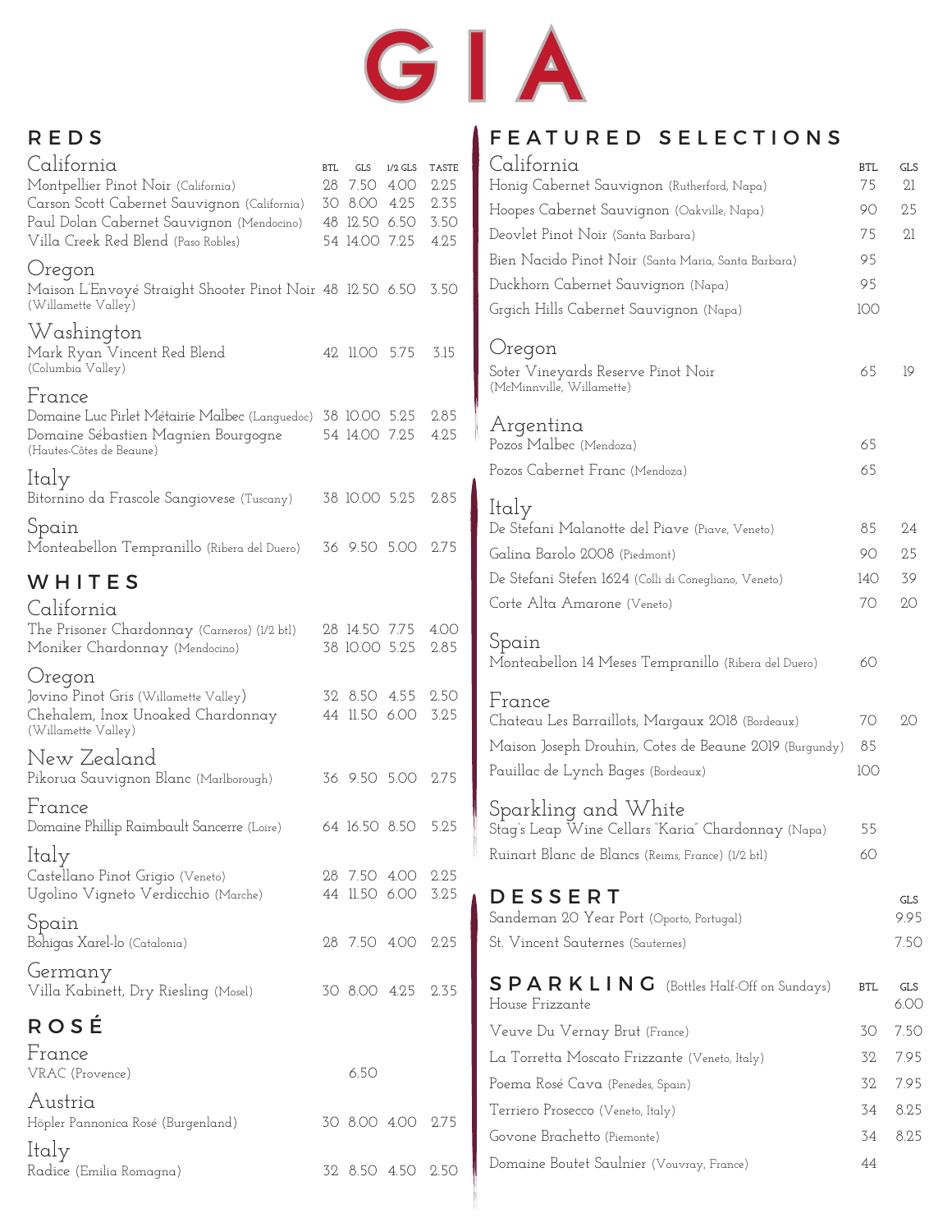# GIA

## REDS

### California

| | BTL | GLS | 1/2 GLS | TASTE |
|---|---|---|---|---|
| Montpellier Pinot Noir (California) | 28 | 7.50 | 4.00 | 2.25 |
| Carson Scott Cabernet Sauvignon (California) | 30 | 8.00 | 4.25 | 2.35 |
| Paul Dolan Cabernet Sauvignon (Mendocino) | 48 | 12.50 | 6.50 | 3.50 |
| Villa Creek Red Blend (Paso Robles) | 54 | 14.00 | 7.25 | 4.25 |

### Oregon

| | BTL | GLS | 1/2 GLS | TASTE |
|---|---|---|---|---|
| Maison L'Envoyé Straight Shooter Pinot Noir (Willamette Valley) | 48 | 12.50 | 6.50 | 3.50 |

### Washington

| | BTL | GLS | 1/2 GLS | TASTE |
|---|---|---|---|---|
| Mark Ryan Vincent Red Blend (Columbia Valley) | 42 | 11.00 | 5.75 | 3.15 |

### France

| | BTL | GLS | 1/2 GLS | TASTE |
|---|---|---|---|---|
| Domaine Luc Pirlet Métairie Malbec (Languedoc) | 38 | 10.00 | 5.25 | 2.85 |
| Domaine Sébastien Magnien Bourgogne (Hautes-Côtes de Beaune) | 54 | 14.00 | 7.25 | 4.25 |

### Italy

| | BTL | GLS | 1/2 GLS | TASTE |
|---|---|---|---|---|
| Bitornino da Frascole Sangiovese (Tuscany) | 38 | 10.00 | 5.25 | 2.85 |

### Spain

| | BTL | GLS | 1/2 GLS | TASTE |
|---|---|---|---|---|
| Monteabellon Tempranillo (Ribera del Duero) | 36 | 9.50 | 5.00 | 2.75 |

## WHITES

### California

| | BTL | GLS | 1/2 GLS | TASTE |
|---|---|---|---|---|
| The Prisoner Chardonnay (Carneros) (1/2 btl) | 28 | 14.50 | 7.75 | 4.00 |
| Moniker Chardonnay (Mendocino) | 38 | 10.00 | 5.25 | 2.85 |

### Oregon

| | BTL | GLS | 1/2 GLS | TASTE |
|---|---|---|---|---|
| Jovino Pinot Gris (Willamette Valley) | 32 | 8.50 | 4.55 | 2.50 |
| Chehalem, Inox Unoaked Chardonnay (Willamette Valley) | 44 | 11.50 | 6.00 | 3.25 |

### New Zealand

| | BTL | GLS | 1/2 GLS | TASTE |
|---|---|---|---|---|
| Pikorua Sauvignon Blanc (Marlborough) | 36 | 9.50 | 5.00 | 2.75 |

### France

| | BTL | GLS | 1/2 GLS | TASTE |
|---|---|---|---|---|
| Domaine Phillip Raimbault Sancerre (Loire) | 64 | 16.50 | 8.50 | 5.25 |

### Italy

| | BTL | GLS | 1/2 GLS | TASTE |
|---|---|---|---|---|
| Castellano Pinot Grigio (Veneto) | 28 | 7.50 | 4.00 | 2.25 |
| Ugolino Vigneto Verdicchio (Marche) | 44 | 11.50 | 6.00 | 3.25 |

### Spain

| | BTL | GLS | 1/2 GLS | TASTE |
|---|---|---|---|---|
| Bohigas Xarel-lo (Catalonia) | 28 | 7.50 | 4.00 | 2.25 |

### Germany

| | BTL | GLS | 1/2 GLS | TASTE |
|---|---|---|---|---|
| Villa Kabinett, Dry Riesling (Mosel) | 30 | 8.00 | 4.25 | 2.35 |

## ROSÉ

### France

| | BTL | GLS | 1/2 GLS | TASTE |
|---|---|---|---|---|
| VRAC (Provence) | | 6.50 | | |

### Austria

| | BTL | GLS | 1/2 GLS | TASTE |
|---|---|---|---|---|
| Höpler Pannonica Rosé (Burgenland) | 30 | 8.00 | 4.00 | 2.75 |

### Italy

| | BTL | GLS | 1/2 GLS | TASTE |
|---|---|---|---|---|
| Radice (Emilia Romagna) | 32 | 8.50 | 4.50 | 2.50 |

## FEATURED SELECTIONS

### California

| | BTL | GLS |
|---|---|---|
| Honig Cabernet Sauvignon (Rutherford, Napa) | 75 | 21 |
| Hoopes Cabernet Sauvignon (Oakville, Napa) | 90 | 25 |
| Deovlet Pinot Noir (Santa Barbara) | 75 | 21 |
| Bien Nacido Pinot Noir (Santa Maria, Santa Barbara) | 95 | |
| Duckhorn Cabernet Sauvignon (Napa) | 95 | |
| Grgich Hills Cabernet Sauvignon (Napa) | 100 | |

### Oregon

| | BTL | GLS |
|---|---|---|
| Soter Vineyards Reserve Pinot Noir (McMinnville, Willamette) | 65 | 19 |

### Argentina

| | BTL | GLS |
|---|---|---|
| Pozos Malbec (Mendoza) | 65 | |
| Pozos Cabernet Franc (Mendoza) | 65 | |

### Italy

| | BTL | GLS |
|---|---|---|
| De Stefani Malanotte del Piave (Piave, Veneto) | 85 | 24 |
| Galina Barolo 2008 (Piedmont) | 90 | 25 |
| De Stefani Stefen 1624 (Colli di Conegliano, Veneto) | 140 | 39 |
| Corte Alta Amarone (Veneto) | 70 | 20 |

### Spain

| | BTL | GLS |
|---|---|---|
| Monteabellon 14 Meses Tempranillo (Ribera del Duero) | 60 | |

### France

| | BTL | GLS |
|---|---|---|
| Chateau Les Barraillots, Margaux 2018 (Bordeaux) | 70 | 20 |
| Maison Joseph Drouhin, Cotes de Beaune 2019 (Burgundy) | 85 | |
| Pauillac de Lynch Bages (Bordeaux) | 100 | |

### Sparkling and White

| | BTL | GLS |
|---|---|---|
| Stag's Leap Wine Cellars "Karia" Chardonnay (Napa) | 55 | |
| Ruinart Blanc de Blancs (Reims, France) (1/2 btl) | 60 | |

## DESSERT

| | GLS |
|---|---|
| Sandeman 20 Year Port (Oporto, Portugal) | 9.95 |
| St. Vincent Sauternes (Sauternes) | 7.50 |

## SPARKLING (Bottles Half-Off on Sundays)

| | BTL | GLS |
|---|---|---|
| House Frizzante | | 6.00 |
| Veuve Du Vernay Brut (France) | 30 | 7.50 |
| La Torretta Moscato Frizzante (Veneto, Italy) | 32 | 7.95 |
| Poema Rosé Cava (Penedes, Spain) | 32 | 7.95 |
| Terriero Prosecco (Veneto, Italy) | 34 | 8.25 |
| Govone Brachetto (Piemonte) | 34 | 8.25 |
| Domaine Boutet Saulnier (Vouvray, France) | 44 | |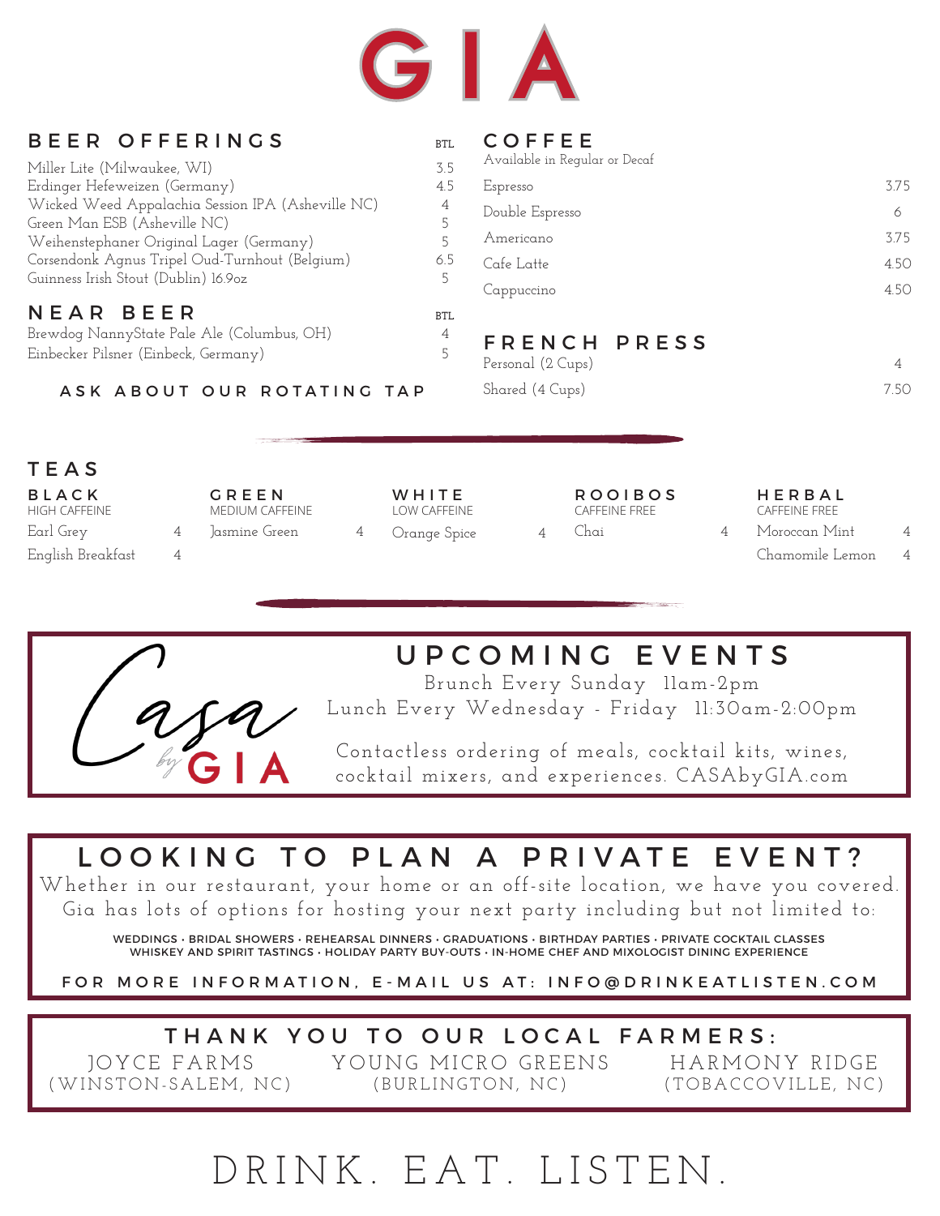# GIA

## BEER OFFERINGS

| Beer | BTL |
| --- | --- |
| Miller Lite (Milwaukee, WI) | 3.5 |
| Erdinger Hefeweizen (Germany) | 4.5 |
| Wicked Weed Appalachia Session IPA (Asheville NC) | 4 |
| Green Man ESB (Asheville NC) | 5 |
| Weihenstephaner Original Lager (Germany) | 5 |
| Corsendonk Agnus Tripel Oud-Turnhout (Belgium) | 6.5 |
| Guinness Irish Stout (Dublin) 16.9oz | 5 |

## NEAR BEER

| Beer | BTL |
| --- | --- |
| Brewdog NannyState Pale Ale (Columbus, OH) | 4 |
| Einbecker Pilsner (Einbeck, Germany) | 5 |

ASK ABOUT OUR ROTATING TAP

## COFFEE

Available in Regular or Decaf

| Coffee | Price |
| --- | --- |
| Espresso | 3.75 |
| Double Espresso | 6 |
| Americano | 3.75 |
| Cafe Latte | 4.50 |
| Cappuccino | 4.50 |

## FRENCH PRESS

| French Press | Price |
| --- | --- |
| Personal (2 Cups) | 4 |
| Shared (4 Cups) | 7.50 |

## TEAS

### BLACK
HIGH CAFFEINE

- Earl Grey 4
- English Breakfast 4

### GREEN
MEDIUM CAFFEINE

- Jasmine Green 4

### WHITE
LOW CAFFEINE

- Orange Spice 4

### ROOIBOS
CAFFEINE FREE

- Chai 4

### HERBAL
CAFFEINE FREE

- Moroccan Mint 4
- Chamomile Lemon 4

## UPCOMING EVENTS

Casa by GIA

Brunch Every Sunday 11am-2pm

Lunch Every Wednesday - Friday 11:30am-2:00pm

Contactless ordering of meals, cocktail kits, wines, cocktail mixers, and experiences. CASAbyGIA.com

## LOOKING TO PLAN A PRIVATE EVENT?

Whether in our restaurant, your home or an off-site location, we have you covered. Gia has lots of options for hosting your next party including but not limited to:

WEDDINGS • BRIDAL SHOWERS • REHEARSAL DINNERS • GRADUATIONS • BIRTHDAY PARTIES • PRIVATE COCKTAIL CLASSES
WHISKEY AND SPIRIT TASTINGS • HOLIDAY PARTY BUY-OUTS • IN-HOME CHEF AND MIXOLOGIST DINING EXPERIENCE

FOR MORE INFORMATION, E-MAIL US AT: INFO@DRINKEATLISTEN.COM

## THANK YOU TO OUR LOCAL FARMERS:

- JOYCE FARMS (WINSTON-SALEM, NC)
- YOUNG MICRO GREENS (BURLINGTON, NC)
- HARMONY RIDGE (TOBACCOVILLE, NC)

DRINK. EAT. LISTEN.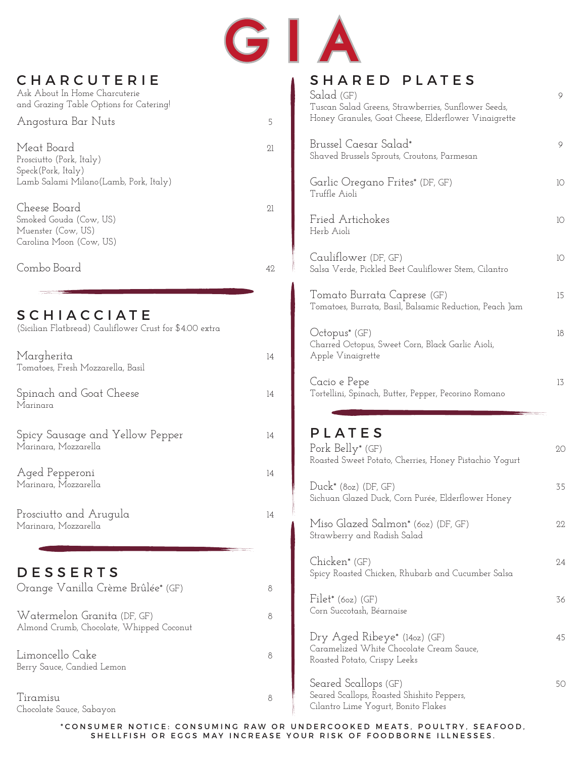# GIA

## CHARCUTERIE

Ask About In Home Charcuterie
and Grazing Table Options for Catering!

Angostura Bar Nuts — 5

Meat Board — 21
Prosciutto (Pork, Italy)
Speck(Pork, Italy)
Lamb Salami Milano(Lamb, Pork, Italy)

Cheese Board — 21
Smoked Gouda (Cow, US)
Muenster (Cow, US)
Carolina Moon (Cow, US)

Combo Board — 42

## SCHIACCIATE

(Sicilian Flatbread) Cauliflower Crust for $4.00 extra

Margherita — 14
Tomatoes, Fresh Mozzarella, Basil

Spinach and Goat Cheese — 14
Marinara

Spicy Sausage and Yellow Pepper — 14
Marinara, Mozzarella

Aged Pepperoni — 14
Marinara, Mozzarella

Prosciutto and Arugula — 14
Marinara, Mozzarella

## DESSERTS

Orange Vanilla Crème Brûlée* (GF) — 8

Watermelon Granita (DF, GF) — 8
Almond Crumb, Chocolate, Whipped Coconut

Limoncello Cake — 8
Berry Sauce, Candied Lemon

Tiramisu — 8
Chocolate Sauce, Sabayon

## SHARED PLATES

Salad (GF) — 9
Tuscan Salad Greens, Strawberries, Sunflower Seeds, Honey Granules, Goat Cheese, Elderflower Vinaigrette

Brussel Caesar Salad* — 9
Shaved Brussels Sprouts, Croutons, Parmesan

Garlic Oregano Frites* (DF, GF) — 10
Truffle Aioli

Fried Artichokes — 10
Herb Aioli

Cauliflower (DF, GF) — 10
Salsa Verde, Pickled Beet Cauliflower Stem, Cilantro

Tomato Burrata Caprese (GF) — 15
Tomatoes, Burrata, Basil, Balsamic Reduction, Peach Jam

Octopus* (GF) — 18
Charred Octopus, Sweet Corn, Black Garlic Aioli, Apple Vinaigrette

Cacio e Pepe — 13
Tortellini, Spinach, Butter, Pepper, Pecorino Romano

## PLATES

Pork Belly* (GF) — 20
Roasted Sweet Potato, Cherries, Honey Pistachio Yogurt

Duck* (8oz) (DF, GF) — 35
Sichuan Glazed Duck, Corn Purée, Elderflower Honey

Miso Glazed Salmon* (6oz) (DF, GF) — 22
Strawberry and Radish Salad

Chicken* (GF) — 24
Spicy Roasted Chicken, Rhubarb and Cucumber Salsa

Filet* (6oz) (GF) — 36
Corn Succotash, Béarnaise

Dry Aged Ribeye* (14oz) (GF) — 45
Caramelized White Chocolate Cream Sauce, Roasted Potato, Crispy Leeks

Seared Scallops (GF) — 50
Seared Scallops, Roasted Shishito Peppers, Cilantro Lime Yogurt, Bonito Flakes

*CONSUMER NOTICE: CONSUMING RAW OR UNDERCOOKED MEATS, POULTRY, SEAFOOD, SHELLFISH OR EGGS MAY INCREASE YOUR RISK OF FOODBORNE ILLNESSES.